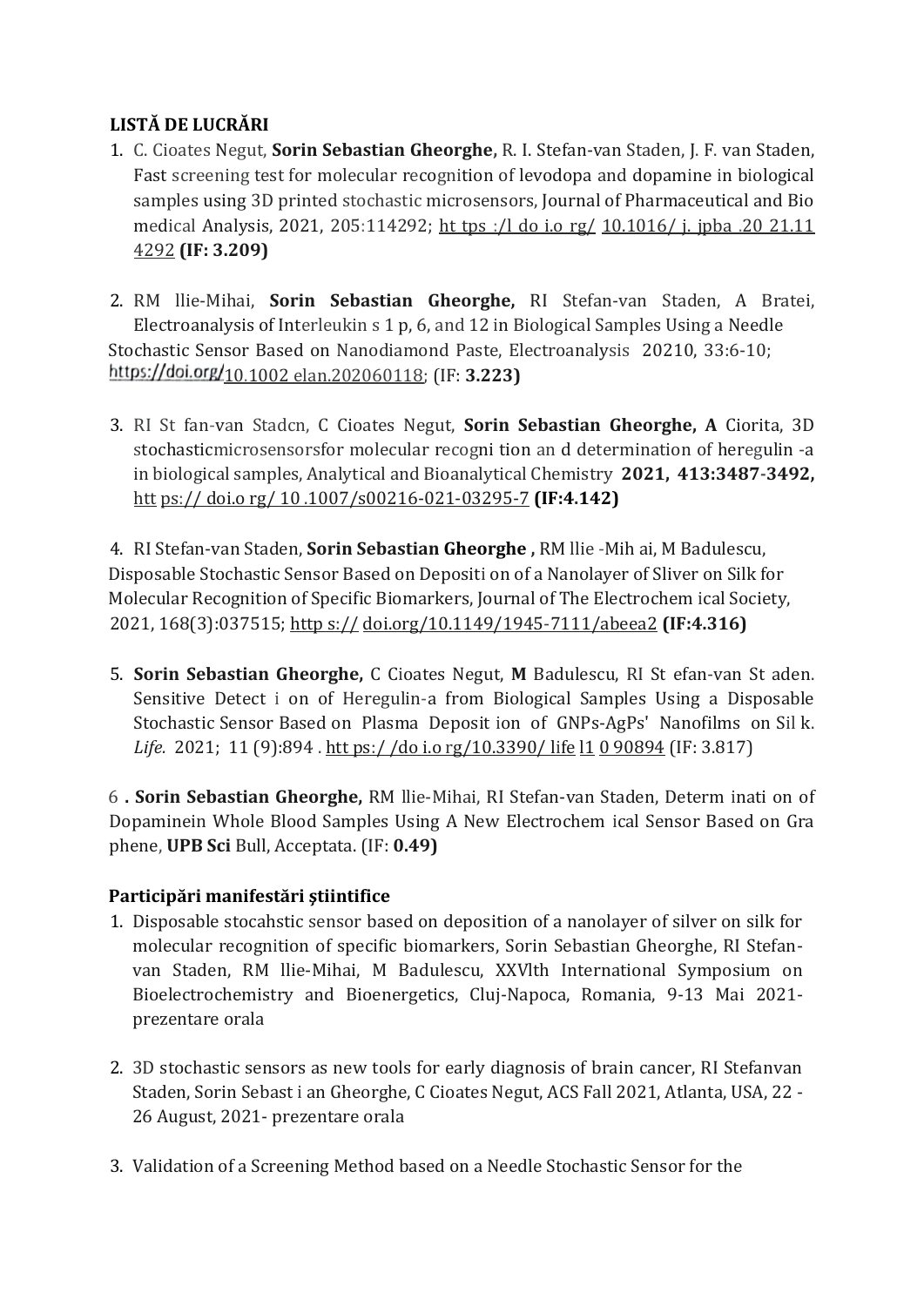**LISTĂ DE LUCRĂRI**

1. C. Cioates Negut, **Sorin Sebastian Gheorghe,** R. I. Stefan-van Staden, J. F. van Staden, Fast screening test for molecular recognition of levodopa and dopamine in biological samples using 3D printed stochastic microsensors, Journal of Pharmaceutical and Bio medical Analysis, 2021, 205:114292; ht tps :/l do i.o rg/ 10.1016/ j. jpba .20 21.11 4292 **(IF: 3.209)**

2. RM llie-Mihai, **Sorin Sebastian Gheorghe,** RI Stefan-van Staden, A Bratei, Electroanalysis of Interleukin s 1 p, 6, and 12 in Biological Samples Using a Needle Stochastic Sensor Based on Nanodiamond Paste, Electroanalysis 20210, 33:6-10; https://doi.org/10.1002 elan.202060118; (IF: **3.223)**

3. RI St fan-van Stadcn, C Cioates Negut, **Sorin Sebastian Gheorghe, A** Ciorita, 3D stochasticmicrosensorsfor molecular recogni tion an d determination of heregulin -a in biological samples, Analytical and Bioanalytical Chemistry **2021, 413:3487-3492,** htt ps:// doi.o rg/ 10 .1007/s00216-021-03295-7 **(IF:4.142)**

4. RI Stefan-van Staden, **Sorin Sebastian Gheorghe ,** RM llie -Mih ai, M Badulescu, Disposable Stochastic Sensor Based on Depositi on of a Nanolayer of Sliver on Silk for Molecular Recognition of Specific Biomarkers, Journal of The Electrochem ical Society, 2021, 168(3):037515; http s:// doi.org/10.1149/1945-7111/abeea2 **(IF:4.316)**

5. **Sorin Sebastian Gheorghe,** C Cioates Negut, **M** Badulescu, RI St efan-van St aden. Sensitive Detect i on of Heregulin-a from Biological Samples Using a Disposable Stochastic Sensor Based on Plasma Deposit ion of GNPs-AgPs' Nanofilms on Sil k. *Life.* 2021; 11 (9):894 . htt ps:/ /do i.o rg/10.3390/ life l1 0 90894 (IF: 3.817)

6. **Sorin Sebastian Gheorghe,** RM llie-Mihai, RI Stefan-van Staden, Determ inati on of Dopaminein Whole Blood Samples Using A New Electrochem ical Sensor Based on Gra phene, **UPB Sci** Bull, Acceptata. (IF: **0.49)**

**Participări manifestări ştiintifice**

1. Disposable stocahstic sensor based on deposition of a nanolayer of silver on silk for molecular recognition of specific biomarkers, Sorin Sebastian Gheorghe, RI Stefan-van Staden, RM llie-Mihai, M Badulescu, XXVlth International Symposium on Bioelectrochemistry and Bioenergetics, Cluj-Napoca, Romania, 9-13 Mai 2021- prezentare orala

2. 3D stochastic sensors as new tools for early diagnosis of brain cancer, RI Stefanvan Staden, Sorin Sebast i an Gheorghe, C Cioates Negut, ACS Fall 2021, Atlanta, USA, 22 - 26 August, 2021- prezentare orala

3. Validation of a Screening Method based on a Needle Stochastic Sensor for the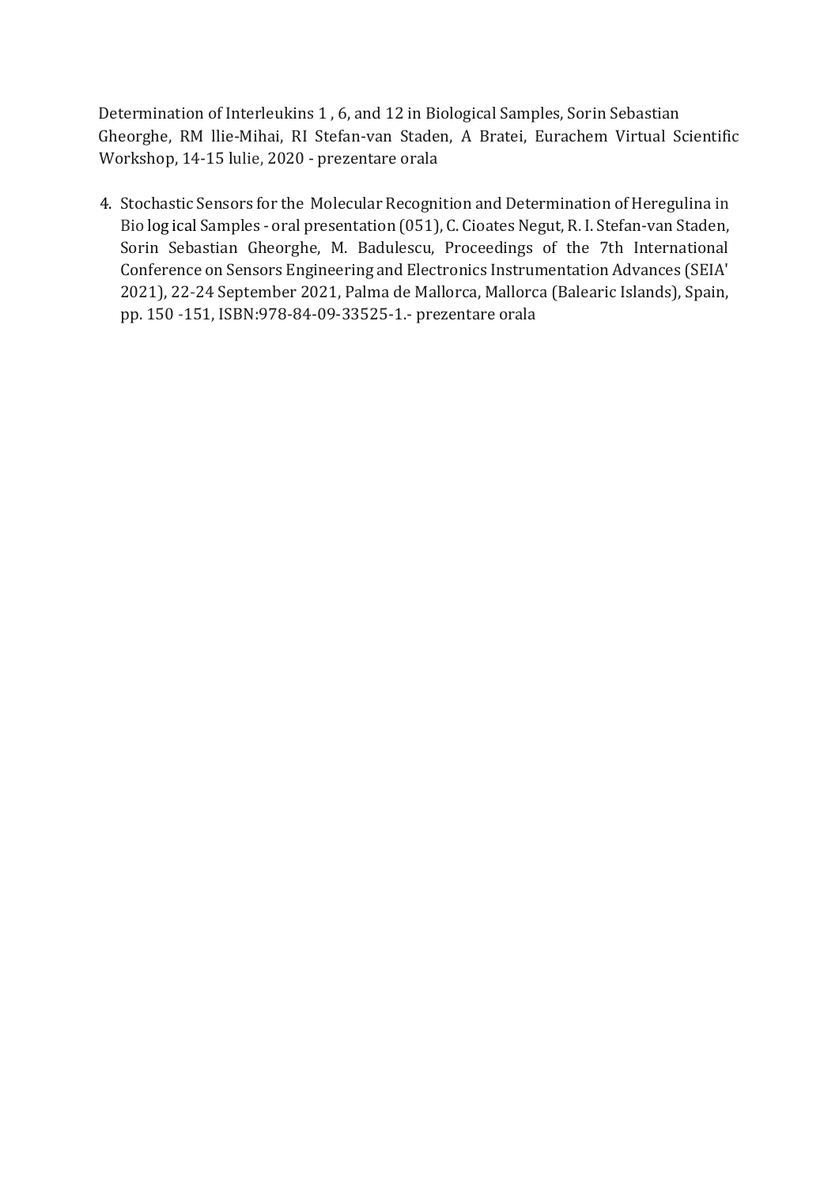Determination of Interleukins 1 , 6, and 12 in Biological Samples, Sorin Sebastian Gheorghe, RM llie-Mihai, RI Stefan-van Staden, A Bratei, Eurachem Virtual Scientific Workshop, 14-15 lulie, 2020 - prezentare orala

4. Stochastic Sensors for the Molecular Recognition and Determination of Heregulina in Bio log ical Samples - oral presentation (051), C. Cioates Negut, R. I. Stefan-van Staden, Sorin Sebastian Gheorghe, M. Badulescu, Proceedings of the 7th International Conference on Sensors Engineering and Electronics Instrumentation Advances (SEIA' 2021), 22-24 September 2021, Palma de Mallorca, Mallorca (Balearic Islands), Spain, pp. 150 -151, ISBN:978-84-09-33525-1.- prezentare orala